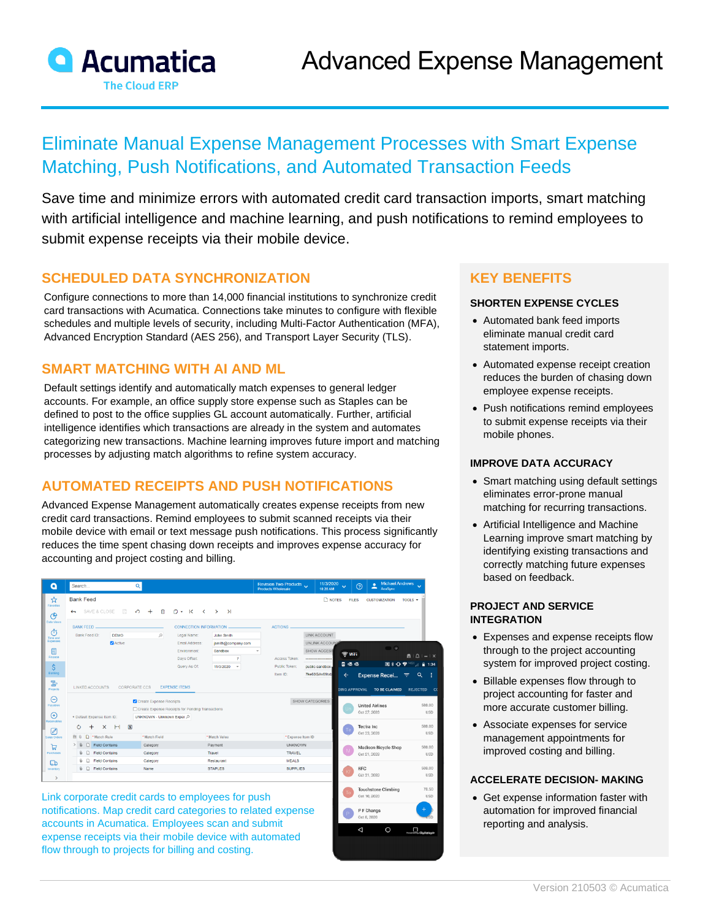# Advanced Expense Management

## Eliminate Manual Expense Management Processes with Smart Expense Matching, Push Notifications, and Automated Transaction Feeds

Save time and minimize errors with automated credit card transaction imports, smart matching with artificial intelligence and machine learning, and push notifications to remind employees to submit expense receipts via their mobile device.

### SCHEDULED DATA SYNCHRONIZATION

Configure connections to more than 14,000 financial institutions to synchronize credit card transactions with Acumatica. Connections take minutes to configure with flexible schedules and multiple levels of security, including Multi-Factor Authentication (MFA), Advanced Encryption Standard (AES 256), and Transport Layer Security (TLS).

### SMART MATCHING WITH AI AND ML

Default settings identify and automatically match expenses to general ledger accounts. For example, an office supply store expense such as Staples can be defined to post to the office supplies GL account automatically. Further, artificial intelligence identifies which transactions are already in the system and automates categorizing new transactions. Machine learning improves future import and matching processes by adjusting match algorithms to refine system accuracy.

### AUTOMATED RECEIPTS AND PUSH NOTIFICATIONS

Advanced Expense Management automatically creates expense receipts from new credit card transactions. Remind employees to submit scanned receipts via their mobile device with email or text message push notifications. This process significantly reduces the time spent chasing down receipts and improves expense accuracy for accounting and project costing and billing.

Link corporate credit cards to employees for push notifications. Map credit card categories to related expense accounts in Acumatica. Employees scan and submit expense receipts via their mobile device with automated flow through to projects for billing and costing.

### KEY BENEFITS

#### SHORTEN EXPENSE CYCLES

- Automated bank feed imports eliminate manual credit card statement imports.
- Automated expense receipt creation reduces the burden of chasing down employee expense receipts.
- Push notifications remind employees to submit expense receipts via their mobile phones.

#### IMPROVE DATA ACCURACY

- Smart matching using default settings eliminates error-prone manual matching for recurring transactions.
- Artificial Intelligence and Machine Learning improve smart matching by identifying existing transactions and correctly matching future expenses based on feedback.

#### PROJECT AND SERVICE INTEGRATION

- Expenses and expense receipts flow through to the project accounting system for improved project costing.
- Billable expenses flow through to project accounting for faster and more accurate customer billing.
- Associate expenses for service management appointments for improved costing and billing.

#### ACCELERATE DECISION- MAKING

- Get expense information faster with automation for improved financial reporting and analysis.

Version 210503 © Acumatica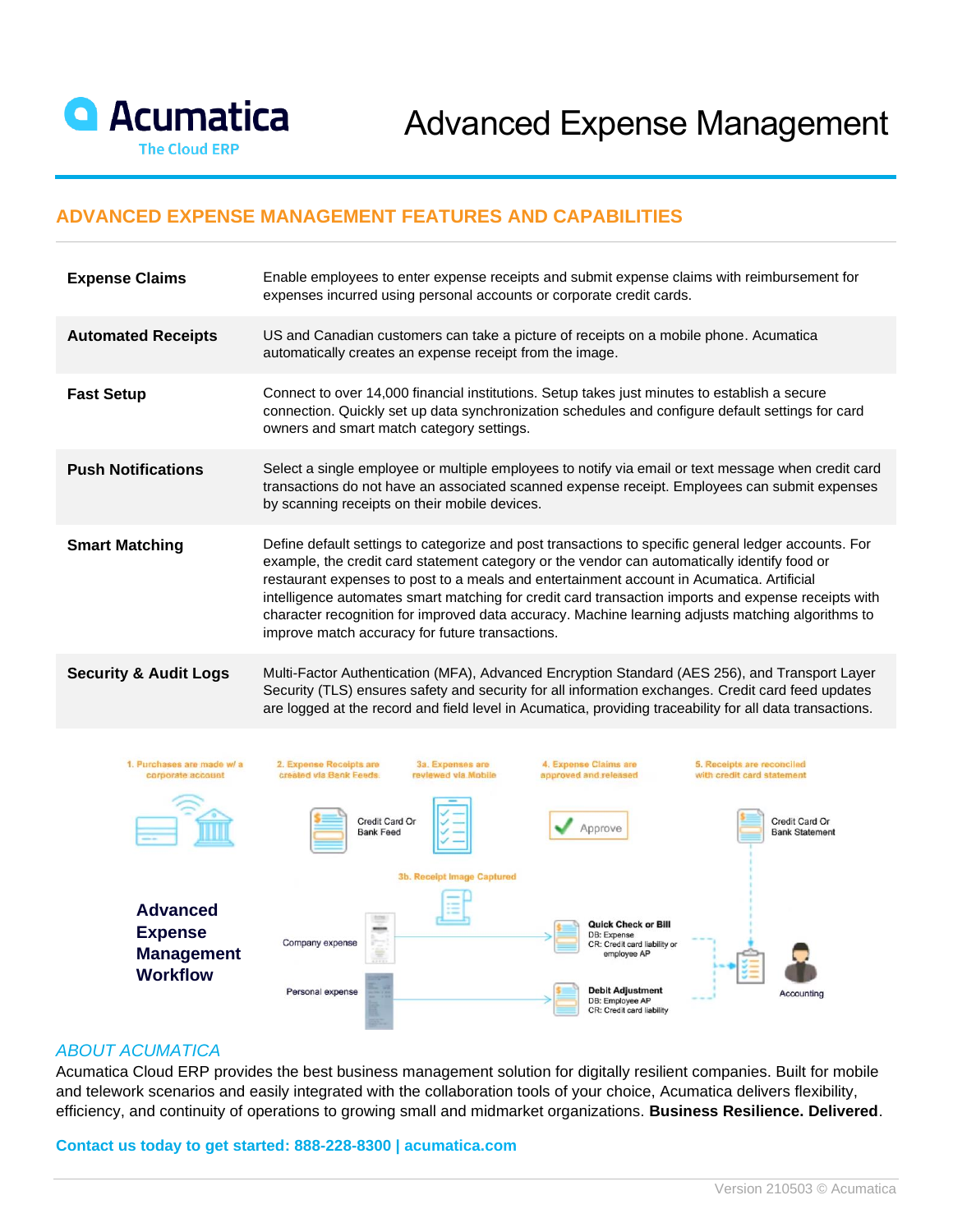# Advanced Expense Management

## ADVANCED EXPENSE MANAGEMENT FEATURES AND CAPABILITIES

| | |
|---|---|
| **Expense Claims** | Enable employees to enter expense receipts and submit expense claims with reimbursement for expenses incurred using personal accounts or corporate credit cards. |
| **Automated Receipts** | US and Canadian customers can take a picture of receipts on a mobile phone. Acumatica automatically creates an expense receipt from the image. |
| **Fast Setup** | Connect to over 14,000 financial institutions. Setup takes just minutes to establish a secure connection. Quickly set up data synchronization schedules and configure default settings for card owners and smart match category settings. |
| **Push Notifications** | Select a single employee or multiple employees to notify via email or text message when credit card transactions do not have an associated scanned expense receipt. Employees can submit expenses by scanning receipts on their mobile devices. |
| **Smart Matching** | Define default settings to categorize and post transactions to specific general ledger accounts. For example, the credit card statement category or the vendor can automatically identify food or restaurant expenses to post to a meals and entertainment account in Acumatica. Artificial intelligence automates smart matching for credit card transaction imports and expense receipts with character recognition for improved data accuracy. Machine learning adjusts matching algorithms to improve match accuracy for future transactions. |
| **Security & Audit Logs** | Multi-Factor Authentication (MFA), Advanced Encryption Standard (AES 256), and Transport Layer Security (TLS) ensures safety and security for all information exchanges. Credit card feed updates are logged at the record and field level in Acumatica, providing traceability for all data transactions. |

**Advanced Expense Management Workflow**

1. Purchases are made w/ a corporate account

2. Expense Receipts are created via Bank Feeds

3a. Expenses are reviewed via Mobile

3b. Receipt Image Captured

4. Expense Claims are approved and released

5. Receipts are reconciled with credit card statement

Credit Card Or Bank Feed

Approve

Credit Card Or Bank Statement

Company expense

Personal expense

Quick Check or Bill
DB: Expense
CR: Credit card liability or employee AP

Debit Adjustment
DB: Employee AP
CR: Credit card liability

Accounting

## *ABOUT ACUMATICA*

Acumatica Cloud ERP provides the best business management solution for digitally resilient companies. Built for mobile and telework scenarios and easily integrated with the collaboration tools of your choice, Acumatica delivers flexibility, efficiency, and continuity of operations to growing small and midmarket organizations. **Business Resilience. Delivered**.

**Contact us today to get started: 888-228-8300 | acumatica.com**

Version 210503 © Acumatica